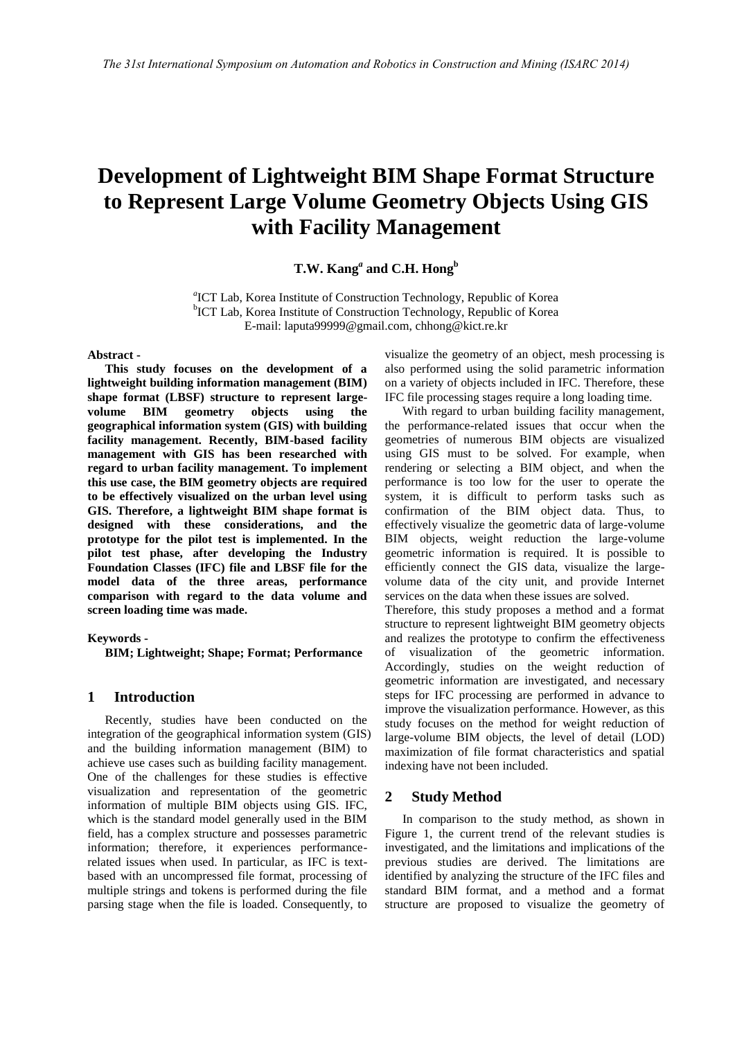# Development of Lightweight BIM Shape Format Structure to Represent Large Volume Geometry Objects Using GIS with Facility Management

**T.W. Kang[a] and C.H. Hong[b]**

[a]ICT Lab, Korea Institute of Construction Technology, Republic of Korea
[b]ICT Lab, Korea Institute of Construction Technology, Republic of Korea
E-mail: laputa99999@gmail.com, chhong@kict.re.kr

**Abstract -**

**This study focuses on the development of a lightweight building information management (BIM) shape format (LBSF) structure to represent large-volume BIM geometry objects using the geographical information system (GIS) with building facility management. Recently, BIM-based facility management with GIS has been researched with regard to urban facility management. To implement this use case, the BIM geometry objects are required to be effectively visualized on the urban level using GIS. Therefore, a lightweight BIM shape format is designed with these considerations, and the prototype for the pilot test is implemented. In the pilot test phase, after developing the Industry Foundation Classes (IFC) file and LBSF file for the model data of the three areas, performance comparison with regard to the data volume and screen loading time was made.**

**Keywords -**

**BIM; Lightweight; Shape; Format; Performance**

## 1 Introduction

Recently, studies have been conducted on the integration of the geographical information system (GIS) and the building information management (BIM) to achieve use cases such as building facility management. One of the challenges for these studies is effective visualization and representation of the geometric information of multiple BIM objects using GIS. IFC, which is the standard model generally used in the BIM field, has a complex structure and possesses parametric information; therefore, it experiences performance-related issues when used. In particular, as IFC is text-based with an uncompressed file format, processing of multiple strings and tokens is performed during the file parsing stage when the file is loaded. Consequently, to visualize the geometry of an object, mesh processing is also performed using the solid parametric information on a variety of objects included in IFC. Therefore, these IFC file processing stages require a long loading time.

With regard to urban building facility management, the performance-related issues that occur when the geometries of numerous BIM objects are visualized using GIS must to be solved. For example, when rendering or selecting a BIM object, and when the performance is too low for the user to operate the system, it is difficult to perform tasks such as confirmation of the BIM object data. Thus, to effectively visualize the geometric data of large-volume BIM objects, weight reduction the large-volume geometric information is required. It is possible to efficiently connect the GIS data, visualize the large-volume data of the city unit, and provide Internet services on the data when these issues are solved.

Therefore, this study proposes a method and a format structure to represent lightweight BIM geometry objects and realizes the prototype to confirm the effectiveness of visualization of the geometric information. Accordingly, studies on the weight reduction of geometric information are investigated, and necessary steps for IFC processing are performed in advance to improve the visualization performance. However, as this study focuses on the method for weight reduction of large-volume BIM objects, the level of detail (LOD) maximization of file format characteristics and spatial indexing have not been included.

## 2 Study Method

In comparison to the study method, as shown in Figure 1, the current trend of the relevant studies is investigated, and the limitations and implications of the previous studies are derived. The limitations are identified by analyzing the structure of the IFC files and standard BIM format, and a method and a format structure are proposed to visualize the geometry of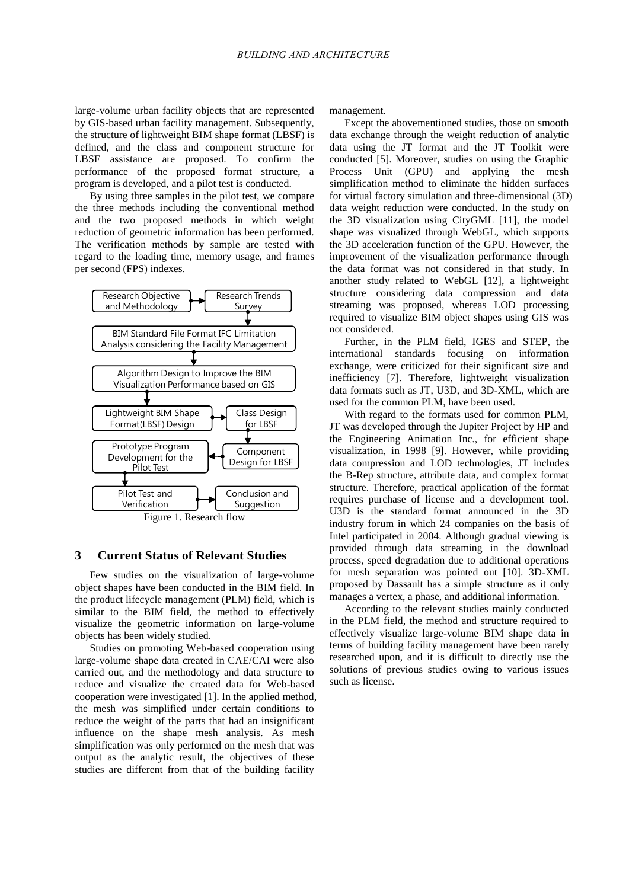large-volume urban facility objects that are represented by GIS-based urban facility management. Subsequently, the structure of lightweight BIM shape format (LBSF) is defined, and the class and component structure for LBSF assistance are proposed. To confirm the performance of the proposed format structure, a program is developed, and a pilot test is conducted.

By using three samples in the pilot test, we compare the three methods including the conventional method and the two proposed methods in which weight reduction of geometric information has been performed. The verification methods by sample are tested with regard to the loading time, memory usage, and frames per second (FPS) indexes.

Research Objective and Methodology → Research Trends Survey

BIM Standard File Format IFC Limitation Analysis considering the Facility Management

Algorithm Design to Improve the BIM Visualization Performance based on GIS

Lightweight BIM Shape Format(LBSF) Design → Class Design for LBSF

Prototype Program Development for the Pilot Test ← Component Design for LBSF

Pilot Test and Verification → Conclusion and Suggestion

Figure 1. Research flow

## 3 Current Status of Relevant Studies

Few studies on the visualization of large-volume object shapes have been conducted in the BIM field. In the product lifecycle management (PLM) field, which is similar to the BIM field, the method to effectively visualize the geometric information on large-volume objects has been widely studied.

Studies on promoting Web-based cooperation using large-volume shape data created in CAE/CAI were also carried out, and the methodology and data structure to reduce and visualize the created data for Web-based cooperation were investigated [1]. In the applied method, the mesh was simplified under certain conditions to reduce the weight of the parts that had an insignificant influence on the shape mesh analysis. As mesh simplification was only performed on the mesh that was output as the analytic result, the objectives of these studies are different from that of the building facility management.

Except the abovementioned studies, those on smooth data exchange through the weight reduction of analytic data using the JT format and the JT Toolkit were conducted [5]. Moreover, studies on using the Graphic Process Unit (GPU) and applying the mesh simplification method to eliminate the hidden surfaces for virtual factory simulation and three-dimensional (3D) data weight reduction were conducted. In the study on the 3D visualization using CityGML [11], the model shape was visualized through WebGL, which supports the 3D acceleration function of the GPU. However, the improvement of the visualization performance through the data format was not considered in that study. In another study related to WebGL [12], a lightweight structure considering data compression and data streaming was proposed, whereas LOD processing required to visualize BIM object shapes using GIS was not considered.

Further, in the PLM field, IGES and STEP, the international standards focusing on information exchange, were criticized for their significant size and inefficiency [7]. Therefore, lightweight visualization data formats such as JT, U3D, and 3D-XML, which are used for the common PLM, have been used.

With regard to the formats used for common PLM, JT was developed through the Jupiter Project by HP and the Engineering Animation Inc., for efficient shape visualization, in 1998 [9]. However, while providing data compression and LOD technologies, JT includes the B-Rep structure, attribute data, and complex format structure. Therefore, practical application of the format requires purchase of license and a development tool. U3D is the standard format announced in the 3D industry forum in which 24 companies on the basis of Intel participated in 2004. Although gradual viewing is provided through data streaming in the download process, speed degradation due to additional operations for mesh separation was pointed out [10]. 3D-XML proposed by Dassault has a simple structure as it only manages a vertex, a phase, and additional information.

According to the relevant studies mainly conducted in the PLM field, the method and structure required to effectively visualize large-volume BIM shape data in terms of building facility management have been rarely researched upon, and it is difficult to directly use the solutions of previous studies owing to various issues such as license.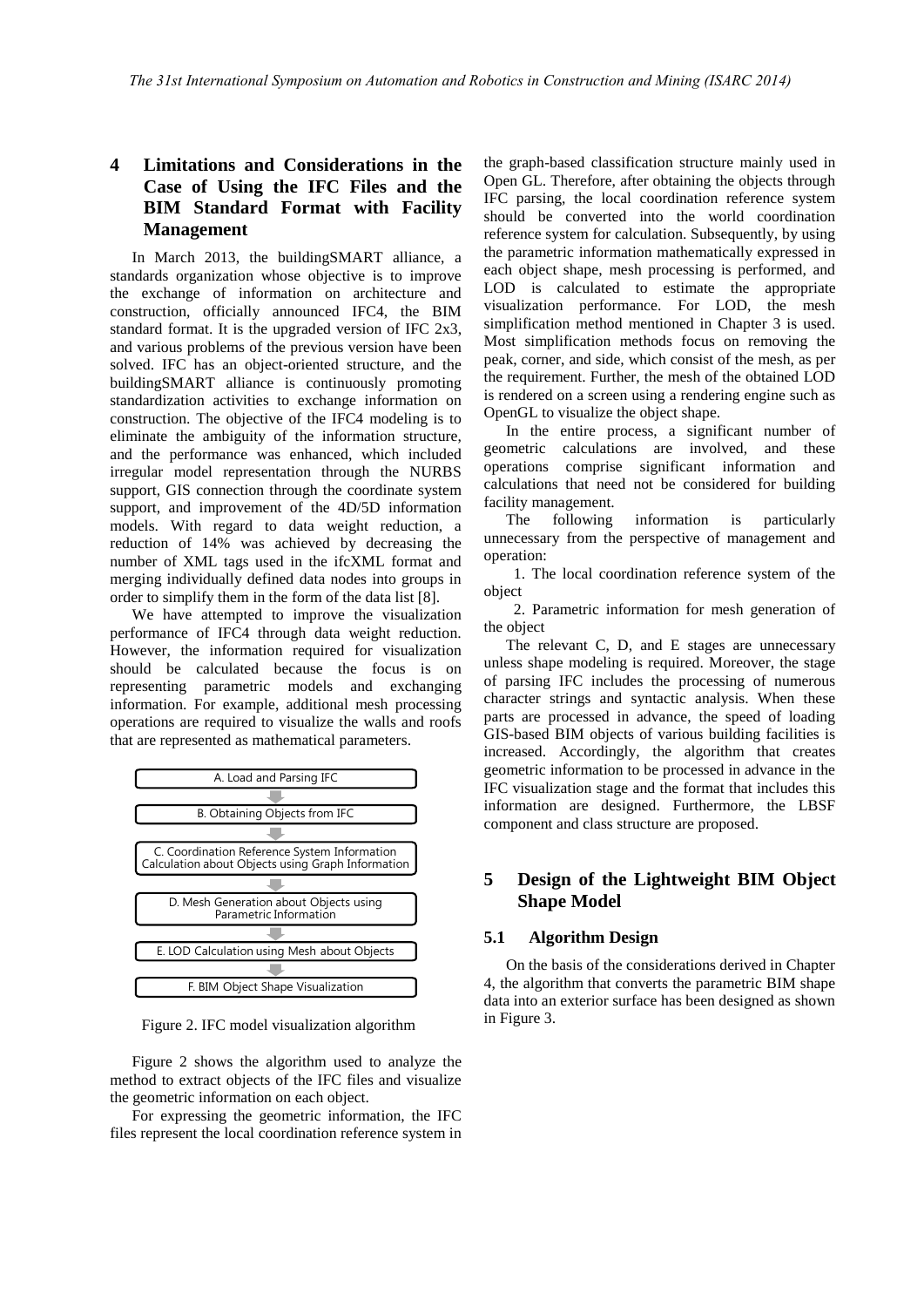## 4 Limitations and Considerations in the Case of Using the IFC Files and the BIM Standard Format with Facility Management

In March 2013, the buildingSMART alliance, a standards organization whose objective is to improve the exchange of information on architecture and construction, officially announced IFC4, the BIM standard format. It is the upgraded version of IFC 2x3, and various problems of the previous version have been solved. IFC has an object-oriented structure, and the buildingSMART alliance is continuously promoting standardization activities to exchange information on construction. The objective of the IFC4 modeling is to eliminate the ambiguity of the information structure, and the performance was enhanced, which included irregular model representation through the NURBS support, GIS connection through the coordinate system support, and improvement of the 4D/5D information models. With regard to data weight reduction, a reduction of 14% was achieved by decreasing the number of XML tags used in the ifcXML format and merging individually defined data nodes into groups in order to simplify them in the form of the data list [8].

We have attempted to improve the visualization performance of IFC4 through data weight reduction. However, the information required for visualization should be calculated because the focus is on representing parametric models and exchanging information. For example, additional mesh processing operations are required to visualize the walls and roofs that are represented as mathematical parameters.

A. Load and Parsing IFC

B. Obtaining Objects from IFC

C. Coordination Reference System Information Calculation about Objects using Graph Information

D. Mesh Generation about Objects using Parametric Information

E. LOD Calculation using Mesh about Objects

F. BIM Object Shape Visualization

Figure 2. IFC model visualization algorithm

Figure 2 shows the algorithm used to analyze the method to extract objects of the IFC files and visualize the geometric information on each object.

For expressing the geometric information, the IFC files represent the local coordination reference system in the graph-based classification structure mainly used in Open GL. Therefore, after obtaining the objects through IFC parsing, the local coordination reference system should be converted into the world coordination reference system for calculation. Subsequently, by using the parametric information mathematically expressed in each object shape, mesh processing is performed, and LOD is calculated to estimate the appropriate visualization performance. For LOD, the mesh simplification method mentioned in Chapter 3 is used. Most simplification methods focus on removing the peak, corner, and side, which consist of the mesh, as per the requirement. Further, the mesh of the obtained LOD is rendered on a screen using a rendering engine such as OpenGL to visualize the object shape.

In the entire process, a significant number of geometric calculations are involved, and these operations comprise significant information and calculations that need not be considered for building facility management.

The following information is particularly unnecessary from the perspective of management and operation:

1. The local coordination reference system of the object

2. Parametric information for mesh generation of the object

The relevant C, D, and E stages are unnecessary unless shape modeling is required. Moreover, the stage of parsing IFC includes the processing of numerous character strings and syntactic analysis. When these parts are processed in advance, the speed of loading GIS-based BIM objects of various building facilities is increased. Accordingly, the algorithm that creates geometric information to be processed in advance in the IFC visualization stage and the format that includes this information are designed. Furthermore, the LBSF component and class structure are proposed.

## 5 Design of the Lightweight BIM Object Shape Model

### 5.1 Algorithm Design

On the basis of the considerations derived in Chapter 4, the algorithm that converts the parametric BIM shape data into an exterior surface has been designed as shown in Figure 3.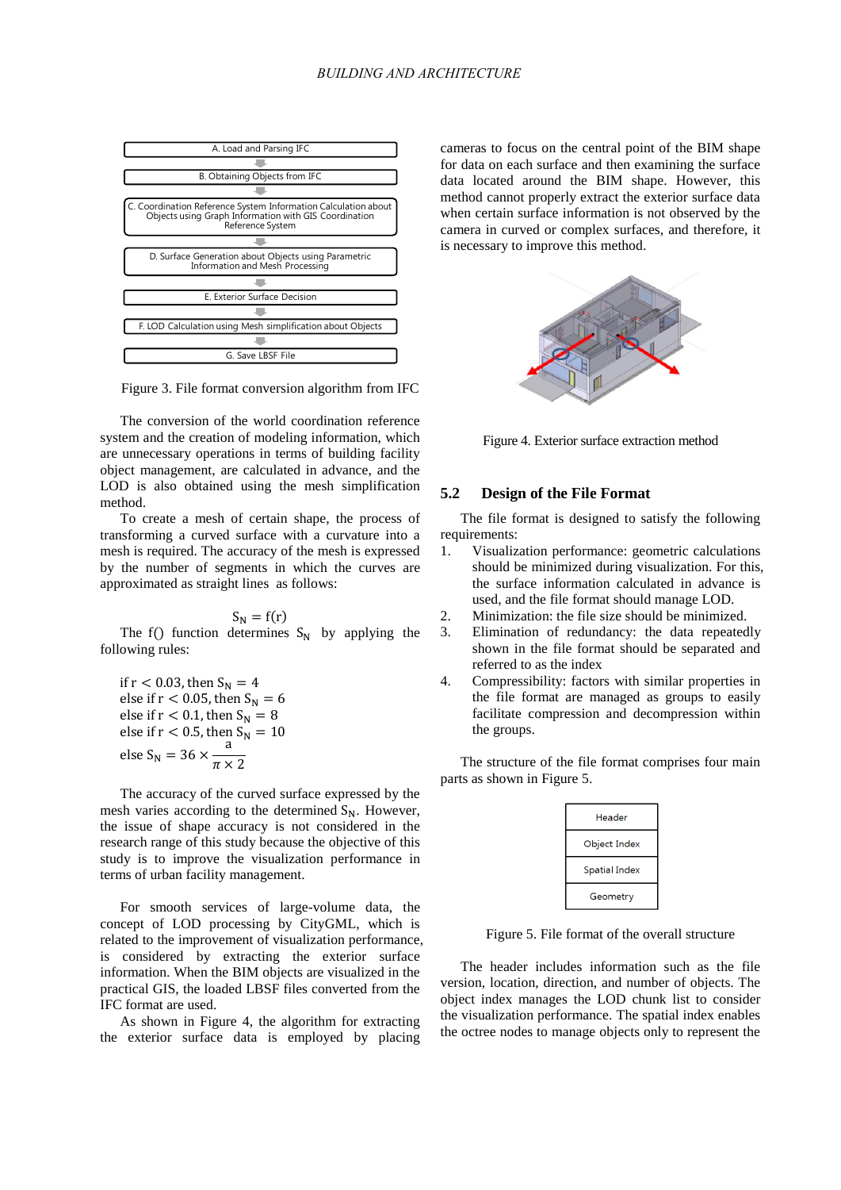Figure 3. File format conversion algorithm from IFC

The conversion of the world coordination reference system and the creation of modeling information, which are unnecessary operations in terms of building facility object management, are calculated in advance, and the LOD is also obtained using the mesh simplification method.

To create a mesh of certain shape, the process of transforming a curved surface with a curvature into a mesh is required. The accuracy of the mesh is expressed by the number of segments in which the curves are approximated as straight lines as follows:

$$S_N = f(r)$$

The f() function determines $S_N$ by applying the following rules:

$$
\begin{aligned}
&\text{if } r < 0.03, \text{then } S_N = 4\\
&\text{else if } r < 0.05, \text{then } S_N = 6\\
&\text{else if } r < 0.1, \text{then } S_N = 8\\
&\text{else if } r < 0.5, \text{then } S_N = 10\\
&\text{else } S_N = 36 \times \frac{a}{\pi \times 2}
\end{aligned}
$$

The accuracy of the curved surface expressed by the mesh varies according to the determined $S_N$. However, the issue of shape accuracy is not considered in the research range of this study because the objective of this study is to improve the visualization performance in terms of urban facility management.

For smooth services of large-volume data, the concept of LOD processing by CityGML, which is related to the improvement of visualization performance, is considered by extracting the exterior surface information. When the BIM objects are visualized in the practical GIS, the loaded LBSF files converted from the IFC format are used.

As shown in Figure 4, the algorithm for extracting the exterior surface data is employed by placing cameras to focus on the central point of the BIM shape for data on each surface and then examining the surface data located around the BIM shape. However, this method cannot properly extract the exterior surface data when certain surface information is not observed by the camera in curved or complex surfaces, and therefore, it is necessary to improve this method.

Figure 4. Exterior surface extraction method

## 5.2 Design of the File Format

The file format is designed to satisfy the following requirements:

1. Visualization performance: geometric calculations should be minimized during visualization. For this, the surface information calculated in advance is used, and the file format should manage LOD.
2. Minimization: the file size should be minimized.
3. Elimination of redundancy: the data repeatedly shown in the file format should be separated and referred to as the index
4. Compressibility: factors with similar properties in the file format are managed as groups to easily facilitate compression and decompression within the groups.

The structure of the file format comprises four main parts as shown in Figure 5.

Figure 5. File format of the overall structure

The header includes information such as the file version, location, direction, and number of objects. The object index manages the LOD chunk list to consider the visualization performance. The spatial index enables the octree nodes to manage objects only to represent the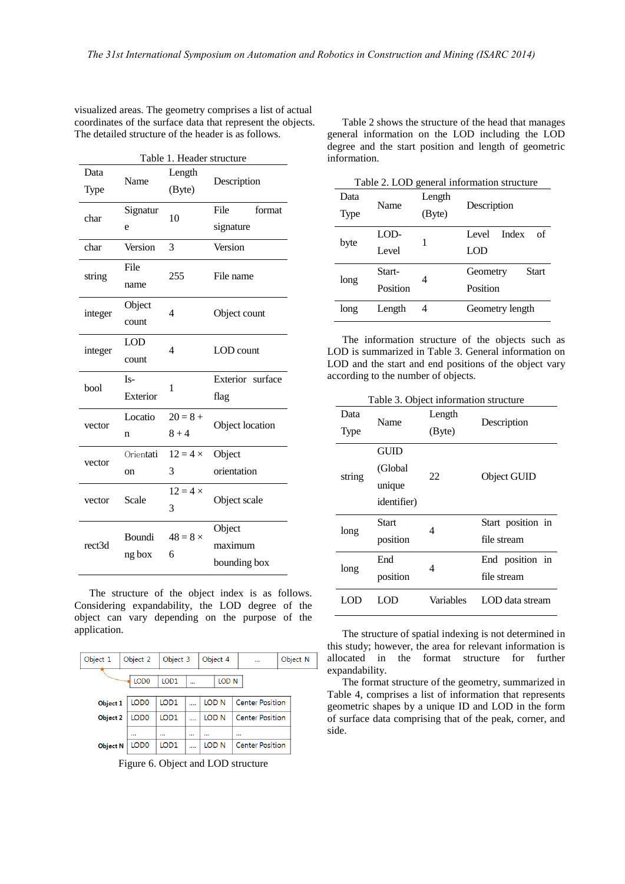visualized areas. The geometry comprises a list of actual coordinates of the surface data that represent the objects. The detailed structure of the header is as follows.

Table 1. Header structure

| Data Type | Name | Length (Byte) | Description |
|---|---|---|---|
| char | Signature | 10 | File format signature |
| char | Version | 3 | Version |
| string | File name | 255 | File name |
| integer | Object count | 4 | Object count |
| integer | LOD count | 4 | LOD count |
| bool | Is-Exterior | 1 | Exterior surface flag |
| vector | Location | 20 = 8 + 8 + 4 | Object location |
| vector | Orientation | 12 = 4 × 3 | Object orientation |
| vector | Scale | 12 = 4 × 3 | Object scale |
| rect3d | Bounding box | 48 = 8 × 6 | Object maximum bounding box |

The structure of the object index is as follows. Considering expandability, the LOD degree of the object can vary depending on the purpose of the application.

| Object 1 | Object 2 | Object 3 | Object 4 | ... | Object N |
|---|---|---|---|---|---|

| LOD0 | LOD1 | ... | LOD N |
|---|---|---|---|

| | | | | | |
|---|---|---|---|---|---|
| **Object 1** | LOD0 | LOD1 | .... | LOD N | Center Position |
| **Object 2** | LOD0 | LOD1 | .... | LOD N | Center Position |
| | ... | ... | ... | ... | ... |
| **Object N** | LOD0 | LOD1 | .... | LOD N | Center Position |

Figure 6. Object and LOD structure

Table 2 shows the structure of the head that manages general information on the LOD including the LOD degree and the start position and length of geometric information.

Table 2. LOD general information structure

| Data Type | Name | Length (Byte) | Description |
|---|---|---|---|
| byte | LOD-Level | 1 | Level Index of LOD |
| long | Start-Position | 4 | Geometry Start Position |
| long | Length | 4 | Geometry length |

The information structure of the objects such as LOD is summarized in Table 3. General information on LOD and the start and end positions of the object vary according to the number of objects.

Table 3. Object information structure

| Data Type | Name | Length (Byte) | Description |
|---|---|---|---|
| string | GUID (Global unique identifier) | 22 | Object GUID |
| long | Start position | 4 | Start position in file stream |
| long | End position | 4 | End position in file stream |
| LOD | LOD | Variables | LOD data stream |

The structure of spatial indexing is not determined in this study; however, the area for relevant information is allocated in the format structure for further expandability.

The format structure of the geometry, summarized in Table 4, comprises a list of information that represents geometric shapes by a unique ID and LOD in the form of surface data comprising that of the peak, corner, and side.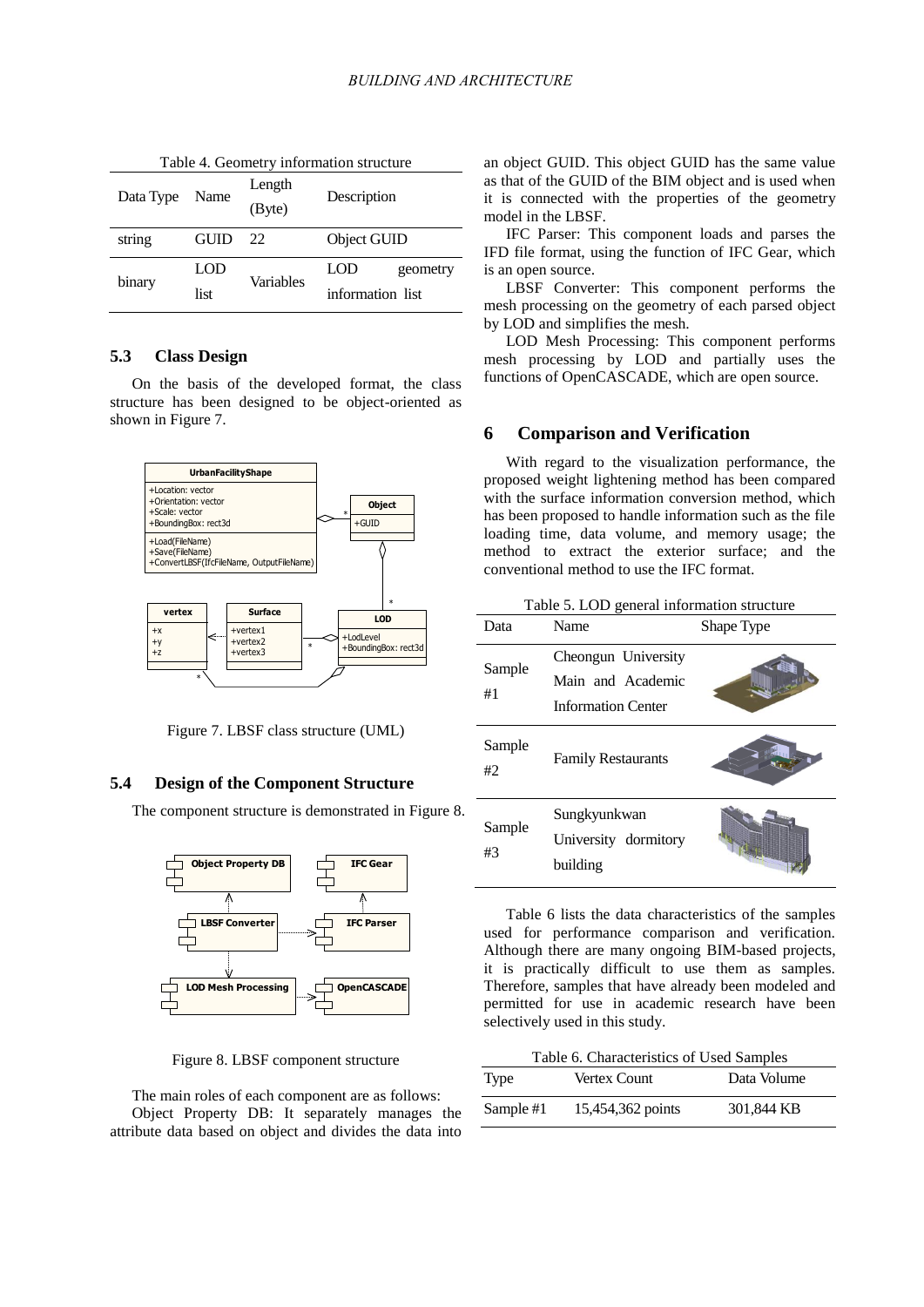Table 4. Geometry information structure

| Data Type | Name | Length (Byte) | Description |
|---|---|---|---|
| string | GUID | 22 | Object GUID |
| binary | LOD list | Variables | LOD geometry information list |

### 5.3 Class Design

On the basis of the developed format, the class structure has been designed to be object-oriented as shown in Figure 7.

Figure 7. LBSF class structure (UML)

### 5.4 Design of the Component Structure

The component structure is demonstrated in Figure 8.

Figure 8. LBSF component structure

The main roles of each component are as follows:

Object Property DB: It separately manages the attribute data based on object and divides the data into an object GUID. This object GUID has the same value as that of the GUID of the BIM object and is used when it is connected with the properties of the geometry model in the LBSF.

IFC Parser: This component loads and parses the IFD file format, using the function of IFC Gear, which is an open source.

LBSF Converter: This component performs the mesh processing on the geometry of each parsed object by LOD and simplifies the mesh.

LOD Mesh Processing: This component performs mesh processing by LOD and partially uses the functions of OpenCASCADE, which are open source.

## 6 Comparison and Verification

With regard to the visualization performance, the proposed weight lightening method has been compared with the surface information conversion method, which has been proposed to handle information such as the file loading time, data volume, and memory usage; the method to extract the exterior surface; and the conventional method to use the IFC format.

Table 5. LOD general information structure

| Data | Name | Shape Type |
|---|---|---|
| Sample #1 | Cheongun University Main and Academic Information Center | |
| Sample #2 | Family Restaurants | |
| Sample #3 | Sungkyunkwan University dormitory building | |

Table 6 lists the data characteristics of the samples used for performance comparison and verification. Although there are many ongoing BIM-based projects, it is practically difficult to use them as samples. Therefore, samples that have already been modeled and permitted for use in academic research have been selectively used in this study.

Table 6. Characteristics of Used Samples

| Type | Vertex Count | Data Volume |
|---|---|---|
| Sample #1 | 15,454,362 points | 301,844 KB |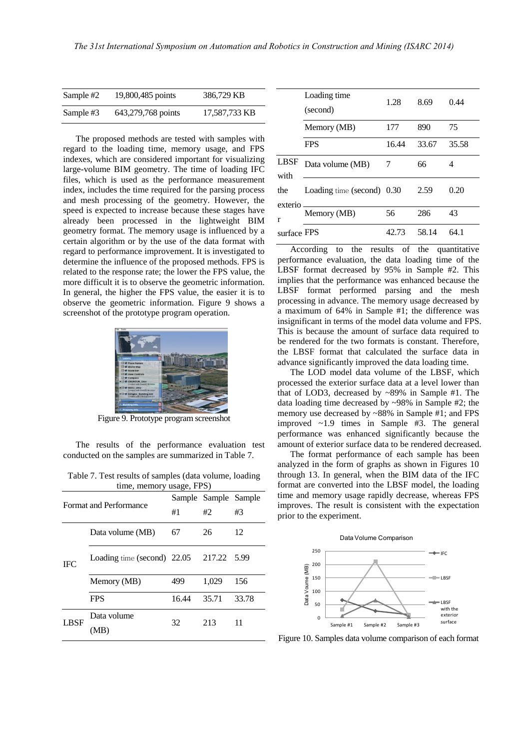| Sample #2 | 19,800,485 points | 386,729 KB |
|---|---|---|
| Sample #3 | 643,279,768 points | 17,587,733 KB |

The proposed methods are tested with samples with regard to the loading time, memory usage, and FPS indexes, which are considered important for visualizing large-volume BIM geometry. The time of loading IFC files, which is used as the performance measurement index, includes the time required for the parsing process and mesh processing of the geometry. However, the speed is expected to increase because these stages have already been processed in the lightweight BIM geometry format. The memory usage is influenced by a certain algorithm or by the use of the data format with regard to performance improvement. It is investigated to determine the influence of the proposed methods. FPS is related to the response rate; the lower the FPS value, the more difficult it is to observe the geometric information. In general, the higher the FPS value, the easier it is to observe the geometric information. Figure 9 shows a screenshot of the prototype program operation.

Figure 9. Prototype program screenshot

The results of the performance evaluation test conducted on the samples are summarized in Table 7.

Table 7. Test results of samples (data volume, loading time, memory usage, FPS)

| Format and Performance | | Sample #1 | Sample #2 | Sample #3 |
|---|---|---|---|---|
| IFC | Data volume (MB) | 67 | 26 | 12 |
| | Loading time (second) | 22.05 | 217.22 | 5.99 |
| | Memory (MB) | 499 | 1,029 | 156 |
| | FPS | 16.44 | 35.71 | 33.78 |
| LBSF | Data volume (MB) | 32 | 213 | 11 |
| | Loading time (second) | 1.28 | 8.69 | 0.44 |
| | Memory (MB) | 177 | 890 | 75 |
| | FPS | 16.44 | 33.67 | 35.58 |
| LBSF with the exterior surface | Data volume (MB) | 7 | 66 | 4 |
| | Loading time (second) | 0.30 | 2.59 | 0.20 |
| | Memory (MB) | 56 | 286 | 43 |
| | FPS | 42.73 | 58.14 | 64.1 |

According to the results of the quantitative performance evaluation, the data loading time of the LBSF format decreased by 95% in Sample #2. This implies that the performance was enhanced because the LBSF format performed parsing and the mesh processing in advance. The memory usage decreased by a maximum of 64% in Sample #1; the difference was insignificant in terms of the model data volume and FPS. This is because the amount of surface data required to be rendered for the two formats is constant. Therefore, the LBSF format that calculated the surface data in advance significantly improved the data loading time.

The LOD model data volume of the LBSF, which processed the exterior surface data at a level lower than that of LOD3, decreased by ~89% in Sample #1. The data loading time decreased by ~98% in Sample #2; the memory use decreased by ~88% in Sample #1; and FPS improved ~1.9 times in Sample #3. The general performance was enhanced significantly because the amount of exterior surface data to be rendered decreased.

The format performance of each sample has been analyzed in the form of graphs as shown in Figures 10 through 13. In general, when the BIM data of the IFC format are converted into the LBSF model, the loading time and memory usage rapidly decrease, whereas FPS improves. The result is consistent with the expectation prior to the experiment.

Figure 10. Samples data volume comparison of each format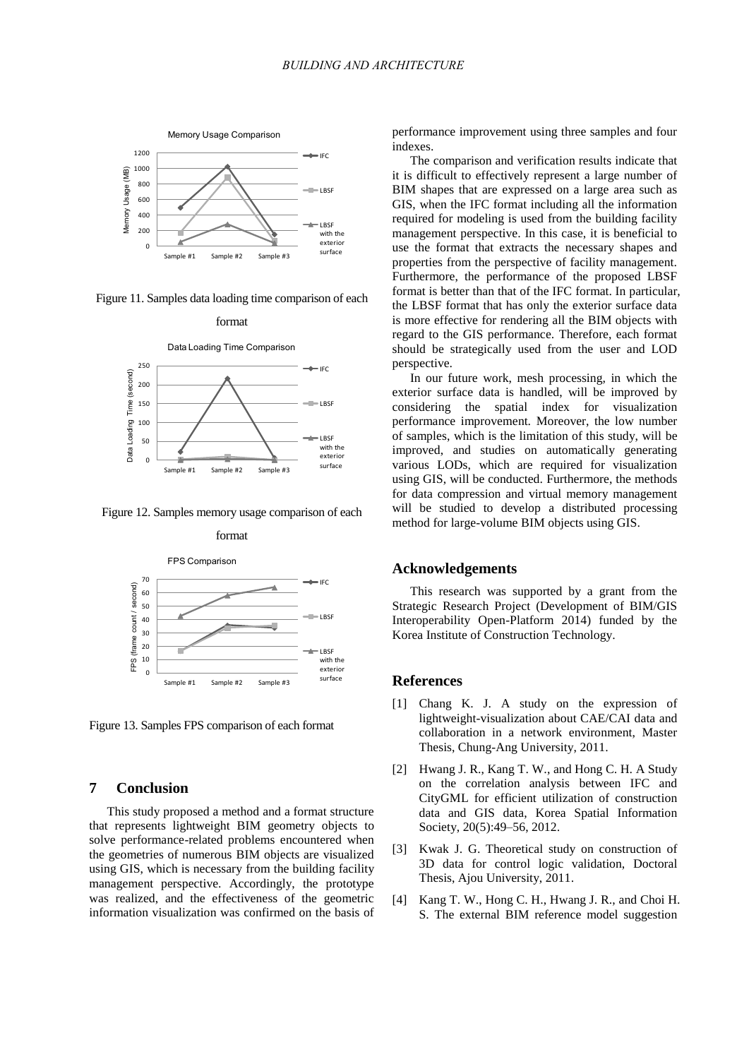Figure 11. Samples data loading time comparison of each format

Figure 12. Samples memory usage comparison of each format

Figure 13. Samples FPS comparison of each format

## 7 Conclusion

This study proposed a method and a format structure that represents lightweight BIM geometry objects to solve performance-related problems encountered when the geometries of numerous BIM objects are visualized using GIS, which is necessary from the building facility management perspective. Accordingly, the prototype was realized, and the effectiveness of the geometric information visualization was confirmed on the basis of performance improvement using three samples and four indexes.

The comparison and verification results indicate that it is difficult to effectively represent a large number of BIM shapes that are expressed on a large area such as GIS, when the IFC format including all the information required for modeling is used from the building facility management perspective. In this case, it is beneficial to use the format that extracts the necessary shapes and properties from the perspective of facility management. Furthermore, the performance of the proposed LBSF format is better than that of the IFC format. In particular, the LBSF format that has only the exterior surface data is more effective for rendering all the BIM objects with regard to the GIS performance. Therefore, each format should be strategically used from the user and LOD perspective.

In our future work, mesh processing, in which the exterior surface data is handled, will be improved by considering the spatial index for visualization performance improvement. Moreover, the low number of samples, which is the limitation of this study, will be improved, and studies on automatically generating various LODs, which are required for visualization using GIS, will be conducted. Furthermore, the methods for data compression and virtual memory management will be studied to develop a distributed processing method for large-volume BIM objects using GIS.

## Acknowledgements

This research was supported by a grant from the Strategic Research Project (Development of BIM/GIS Interoperability Open-Platform 2014) funded by the Korea Institute of Construction Technology.

## References

[1] Chang K. J. A study on the expression of lightweight-visualization about CAE/CAI data and collaboration in a network environment, Master Thesis, Chung-Ang University, 2011.

[2] Hwang J. R., Kang T. W., and Hong C. H. A Study on the correlation analysis between IFC and CityGML for efficient utilization of construction data and GIS data, Korea Spatial Information Society, 20(5):49–56, 2012.

[3] Kwak J. G. Theoretical study on construction of 3D data for control logic validation, Doctoral Thesis, Ajou University, 2011.

[4] Kang T. W., Hong C. H., Hwang J. R., and Choi H. S. The external BIM reference model suggestion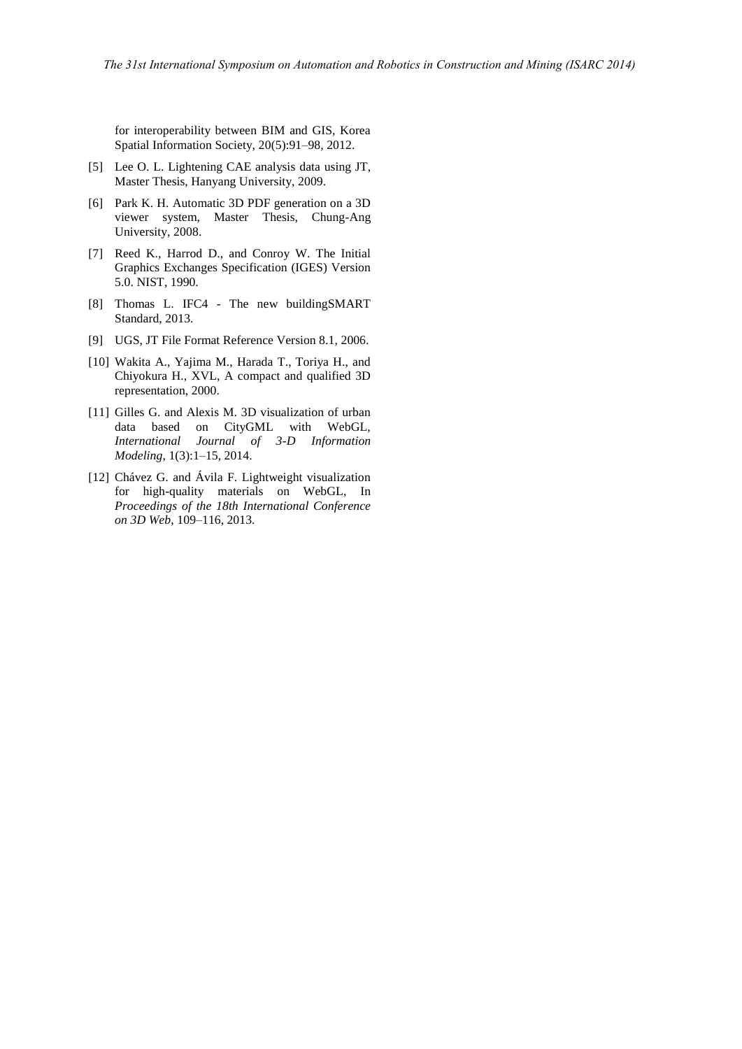for interoperability between BIM and GIS, Korea Spatial Information Society, 20(5):91–98, 2012.

[5] Lee O. L. Lightening CAE analysis data using JT, Master Thesis, Hanyang University, 2009.

[6] Park K. H. Automatic 3D PDF generation on a 3D viewer system, Master Thesis, Chung-Ang University, 2008.

[7] Reed K., Harrod D., and Conroy W. The Initial Graphics Exchanges Specification (IGES) Version 5.0. NIST, 1990.

[8] Thomas L. IFC4 - The new buildingSMART Standard, 2013.

[9] UGS, JT File Format Reference Version 8.1, 2006.

[10] Wakita A., Yajima M., Harada T., Toriya H., and Chiyokura H., XVL, A compact and qualified 3D representation, 2000.

[11] Gilles G. and Alexis M. 3D visualization of urban data based on CityGML with WebGL, *International Journal of 3-D Information Modeling*, 1(3):1–15, 2014.

[12] Chávez G. and Ávila F. Lightweight visualization for high-quality materials on WebGL, In *Proceedings of the 18th International Conference on 3D Web*, 109–116, 2013.